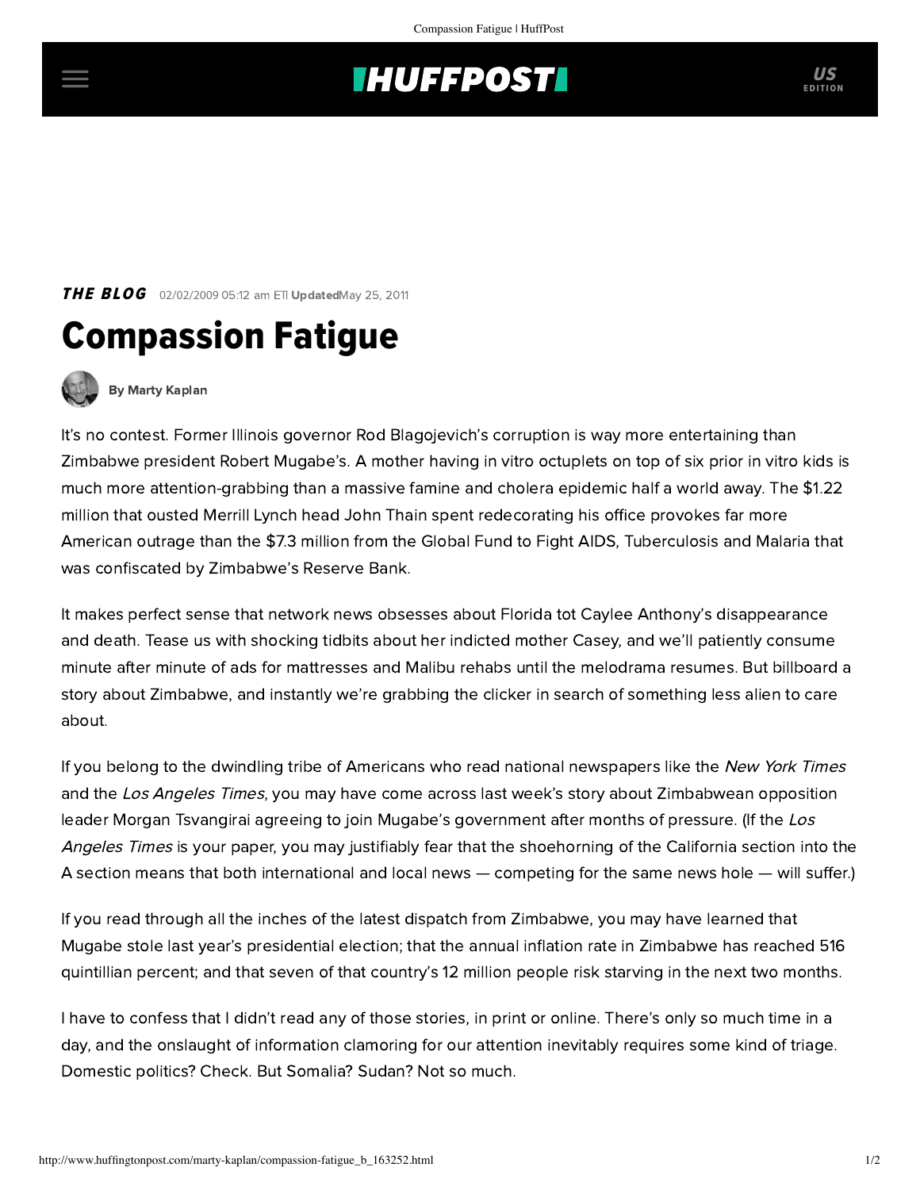**THE BLOG** 02/02/2009 05:12 am ET | **Updated** May 25, 2011

# Compassion Fatigue

**By Marty Kaplan**

It's no contest. Former Illinois governor Rod Blagojevich's corruption is way more entertaining than Zimbabwe president Robert Mugabe's. A mother having in vitro octuplets on top of six prior in vitro kids is much more attention-grabbing than a massive famine and cholera epidemic half a world away. The $1.22 million that ousted Merrill Lynch head John Thain spent redecorating his office provokes far more American outrage than the $7.3 million from the Global Fund to Fight AIDS, Tuberculosis and Malaria that was confiscated by Zimbabwe's Reserve Bank.

It makes perfect sense that network news obsesses about Florida tot Caylee Anthony's disappearance and death. Tease us with shocking tidbits about her indicted mother Casey, and we'll patiently consume minute after minute of ads for mattresses and Malibu rehabs until the melodrama resumes. But billboard a story about Zimbabwe, and instantly we're grabbing the clicker in search of something less alien to care about.

If you belong to the dwindling tribe of Americans who read national newspapers like the *New York Times* and the *Los Angeles Times*, you may have come across last week's story about Zimbabwean opposition leader Morgan Tsvangirai agreeing to join Mugabe's government after months of pressure. (If the *Los Angeles Times* is your paper, you may justifiably fear that the shoehorning of the California section into the A section means that both international and local news — competing for the same news hole — will suffer.)

If you read through all the inches of the latest dispatch from Zimbabwe, you may have learned that Mugabe stole last year's presidential election; that the annual inflation rate in Zimbabwe has reached 516 quintillian percent; and that seven of that country's 12 million people risk starving in the next two months.

I have to confess that I didn't read any of those stories, in print or online. There's only so much time in a day, and the onslaught of information clamoring for our attention inevitably requires some kind of triage. Domestic politics? Check. But Somalia? Sudan? Not so much.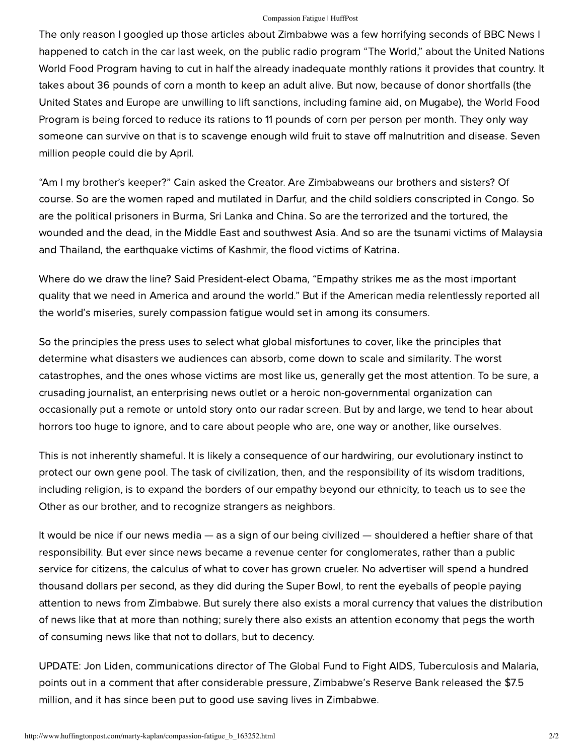The only reason I googled up those articles about Zimbabwe was a few horrifying seconds of BBC News I happened to catch in the car last week, on the public radio program "The World," about the United Nations World Food Program having to cut in half the already inadequate monthly rations it provides that country. It takes about 36 pounds of corn a month to keep an adult alive. But now, because of donor shortfalls (the United States and Europe are unwilling to lift sanctions, including famine aid, on Mugabe), the World Food Program is being forced to reduce its rations to 11 pounds of corn per person per month. They only way someone can survive on that is to scavenge enough wild fruit to stave off malnutrition and disease. Seven million people could die by April.

"Am I my brother's keeper?" Cain asked the Creator. Are Zimbabweans our brothers and sisters? Of course. So are the women raped and mutilated in Darfur, and the child soldiers conscripted in Congo. So are the political prisoners in Burma, Sri Lanka and China. So are the terrorized and the tortured, the wounded and the dead, in the Middle East and southwest Asia. And so are the tsunami victims of Malaysia and Thailand, the earthquake victims of Kashmir, the flood victims of Katrina.

Where do we draw the line? Said President-elect Obama, "Empathy strikes me as the most important quality that we need in America and around the world." But if the American media relentlessly reported all the world's miseries, surely compassion fatigue would set in among its consumers.

So the principles the press uses to select what global misfortunes to cover, like the principles that determine what disasters we audiences can absorb, come down to scale and similarity. The worst catastrophes, and the ones whose victims are most like us, generally get the most attention. To be sure, a crusading journalist, an enterprising news outlet or a heroic non-governmental organization can occasionally put a remote or untold story onto our radar screen. But by and large, we tend to hear about horrors too huge to ignore, and to care about people who are, one way or another, like ourselves.

This is not inherently shameful. It is likely a consequence of our hardwiring, our evolutionary instinct to protect our own gene pool. The task of civilization, then, and the responsibility of its wisdom traditions, including religion, is to expand the borders of our empathy beyond our ethnicity, to teach us to see the Other as our brother, and to recognize strangers as neighbors.

It would be nice if our news media — as a sign of our being civilized — shouldered a heftier share of that responsibility. But ever since news became a revenue center for conglomerates, rather than a public service for citizens, the calculus of what to cover has grown crueler. No advertiser will spend a hundred thousand dollars per second, as they did during the Super Bowl, to rent the eyeballs of people paying attention to news from Zimbabwe. But surely there also exists a moral currency that values the distribution of news like that at more than nothing; surely there also exists an attention economy that pegs the worth of consuming news like that not to dollars, but to decency.

UPDATE: Jon Liden, communications director of The Global Fund to Fight AIDS, Tuberculosis and Malaria, points out in a comment that after considerable pressure, Zimbabwe's Reserve Bank released the $7.5 million, and it has since been put to good use saving lives in Zimbabwe.